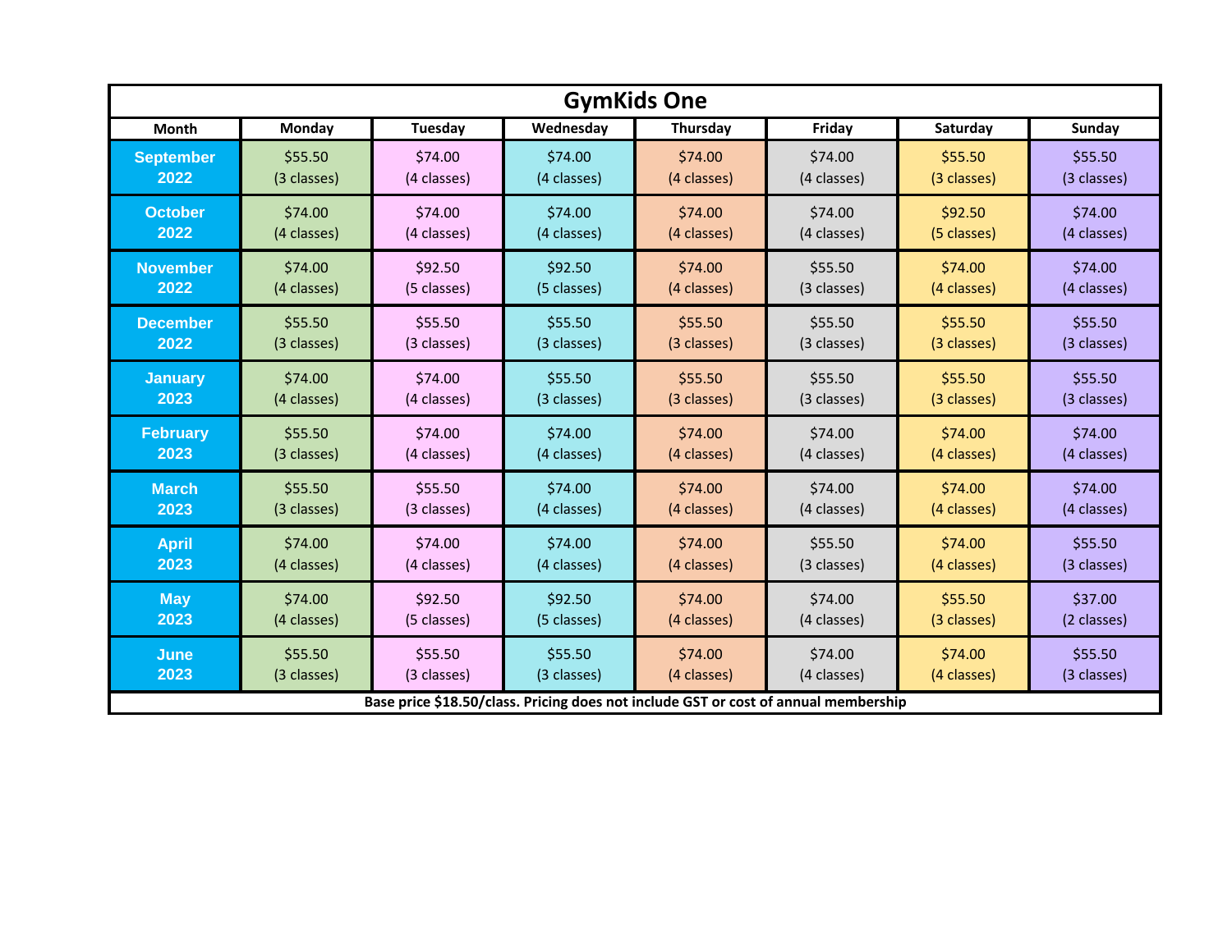# GymKids One

| Month | Monday | Tuesday | Wednesday | Thursday | Friday | Saturday | Sunday |
|---|---|---|---|---|---|---|---|
| September 2022 | $55.50 (3 classes) | $74.00 (4 classes) | $74.00 (4 classes) | $74.00 (4 classes) | $74.00 (4 classes) | $55.50 (3 classes) | $55.50 (3 classes) |
| October 2022 | $74.00 (4 classes) | $74.00 (4 classes) | $74.00 (4 classes) | $74.00 (4 classes) | $74.00 (4 classes) | $92.50 (5 classes) | $74.00 (4 classes) |
| November 2022 | $74.00 (4 classes) | $92.50 (5 classes) | $92.50 (5 classes) | $74.00 (4 classes) | $55.50 (3 classes) | $74.00 (4 classes) | $74.00 (4 classes) |
| December 2022 | $55.50 (3 classes) | $55.50 (3 classes) | $55.50 (3 classes) | $55.50 (3 classes) | $55.50 (3 classes) | $55.50 (3 classes) | $55.50 (3 classes) |
| January 2023 | $74.00 (4 classes) | $74.00 (4 classes) | $55.50 (3 classes) | $55.50 (3 classes) | $55.50 (3 classes) | $55.50 (3 classes) | $55.50 (3 classes) |
| February 2023 | $55.50 (3 classes) | $74.00 (4 classes) | $74.00 (4 classes) | $74.00 (4 classes) | $74.00 (4 classes) | $74.00 (4 classes) | $74.00 (4 classes) |
| March 2023 | $55.50 (3 classes) | $55.50 (3 classes) | $74.00 (4 classes) | $74.00 (4 classes) | $74.00 (4 classes) | $74.00 (4 classes) | $74.00 (4 classes) |
| April 2023 | $74.00 (4 classes) | $74.00 (4 classes) | $74.00 (4 classes) | $74.00 (4 classes) | $55.50 (3 classes) | $74.00 (4 classes) | $55.50 (3 classes) |
| May 2023 | $74.00 (4 classes) | $92.50 (5 classes) | $92.50 (5 classes) | $74.00 (4 classes) | $74.00 (4 classes) | $55.50 (3 classes) | $37.00 (2 classes) |
| June 2023 | $55.50 (3 classes) | $55.50 (3 classes) | $55.50 (3 classes) | $74.00 (4 classes) | $74.00 (4 classes) | $74.00 (4 classes) | $55.50 (3 classes) |

**Base price $18.50/class. Pricing does not include GST or cost of annual membership**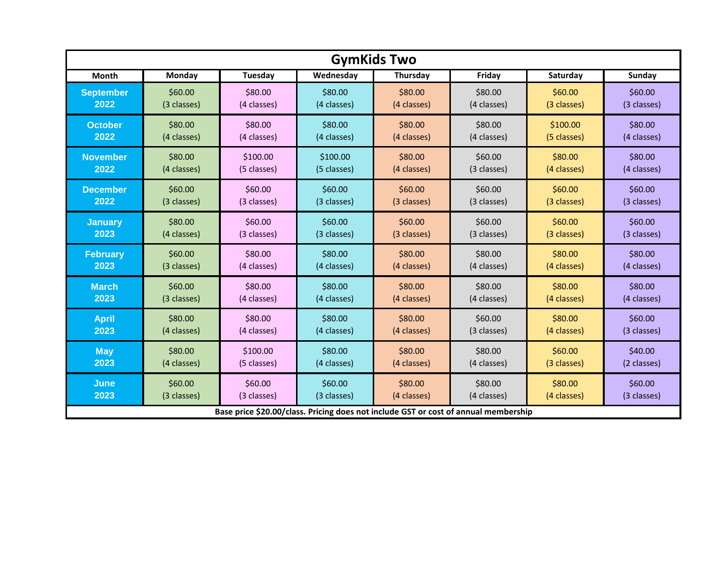| GymKids Two | | | | | | | |
|---|---|---|---|---|---|---|---|
| **Month** | **Monday** | **Tuesday** | **Wednesday** | **Thursday** | **Friday** | **Saturday** | **Sunday** |
| **September 2022** | $60.00 (3 classes) | $80.00 (4 classes) | $80.00 (4 classes) | $80.00 (4 classes) | $80.00 (4 classes) | $60.00 (3 classes) | $60.00 (3 classes) |
| **October 2022** | $80.00 (4 classes) | $80.00 (4 classes) | $80.00 (4 classes) | $80.00 (4 classes) | $80.00 (4 classes) | $100.00 (5 classes) | $80.00 (4 classes) |
| **November 2022** | $80.00 (4 classes) | $100.00 (5 classes) | $100.00 (5 classes) | $80.00 (4 classes) | $60.00 (3 classes) | $80.00 (4 classes) | $80.00 (4 classes) |
| **December 2022** | $60.00 (3 classes) | $60.00 (3 classes) | $60.00 (3 classes) | $60.00 (3 classes) | $60.00 (3 classes) | $60.00 (3 classes) | $60.00 (3 classes) |
| **January 2023** | $80.00 (4 classes) | $60.00 (3 classes) | $60.00 (3 classes) | $60.00 (3 classes) | $60.00 (3 classes) | $60.00 (3 classes) | $60.00 (3 classes) |
| **February 2023** | $60.00 (3 classes) | $80.00 (4 classes) | $80.00 (4 classes) | $80.00 (4 classes) | $80.00 (4 classes) | $80.00 (4 classes) | $80.00 (4 classes) |
| **March 2023** | $60.00 (3 classes) | $80.00 (4 classes) | $80.00 (4 classes) | $80.00 (4 classes) | $80.00 (4 classes) | $80.00 (4 classes) | $80.00 (4 classes) |
| **April 2023** | $80.00 (4 classes) | $80.00 (4 classes) | $80.00 (4 classes) | $80.00 (4 classes) | $60.00 (3 classes) | $80.00 (4 classes) | $60.00 (3 classes) |
| **May 2023** | $80.00 (4 classes) | $100.00 (5 classes) | $80.00 (4 classes) | $80.00 (4 classes) | $80.00 (4 classes) | $60.00 (3 classes) | $40.00 (2 classes) |
| **June 2023** | $60.00 (3 classes) | $60.00 (3 classes) | $60.00 (3 classes) | $80.00 (4 classes) | $80.00 (4 classes) | $80.00 (4 classes) | $60.00 (3 classes) |

**Base price $20.00/class. Pricing does not include GST or cost of annual membership**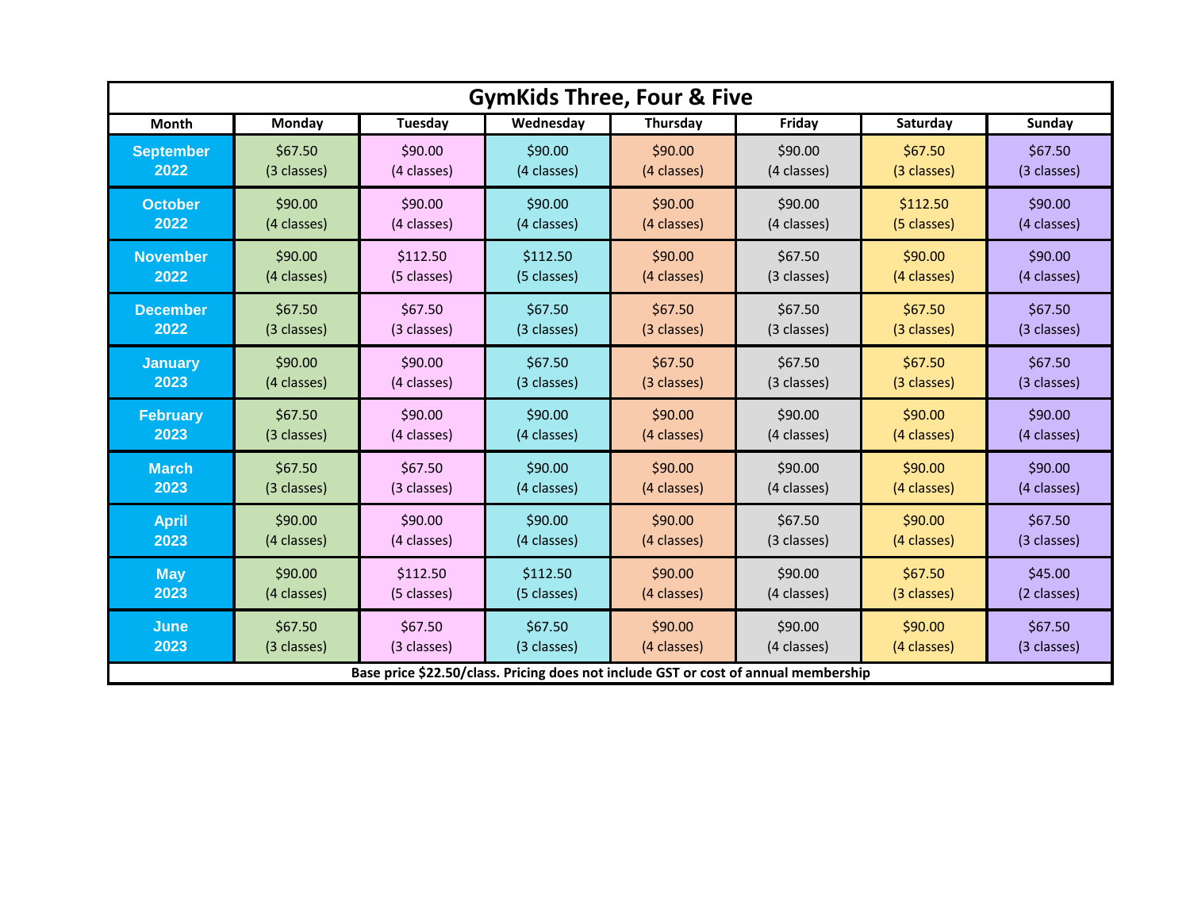# GymKids Three, Four & Five

| Month | Monday | Tuesday | Wednesday | Thursday | Friday | Saturday | Sunday |
|---|---|---|---|---|---|---|---|
| September 2022 | $67.50 (3 classes) | $90.00 (4 classes) | $90.00 (4 classes) | $90.00 (4 classes) | $90.00 (4 classes) | $67.50 (3 classes) | $67.50 (3 classes) |
| October 2022 | $90.00 (4 classes) | $90.00 (4 classes) | $90.00 (4 classes) | $90.00 (4 classes) | $90.00 (4 classes) | $112.50 (5 classes) | $90.00 (4 classes) |
| November 2022 | $90.00 (4 classes) | $112.50 (5 classes) | $112.50 (5 classes) | $90.00 (4 classes) | $67.50 (3 classes) | $90.00 (4 classes) | $90.00 (4 classes) |
| December 2022 | $67.50 (3 classes) | $67.50 (3 classes) | $67.50 (3 classes) | $67.50 (3 classes) | $67.50 (3 classes) | $67.50 (3 classes) | $67.50 (3 classes) |
| January 2023 | $90.00 (4 classes) | $90.00 (4 classes) | $67.50 (3 classes) | $67.50 (3 classes) | $67.50 (3 classes) | $67.50 (3 classes) | $67.50 (3 classes) |
| February 2023 | $67.50 (3 classes) | $90.00 (4 classes) | $90.00 (4 classes) | $90.00 (4 classes) | $90.00 (4 classes) | $90.00 (4 classes) | $90.00 (4 classes) |
| March 2023 | $67.50 (3 classes) | $67.50 (3 classes) | $90.00 (4 classes) | $90.00 (4 classes) | $90.00 (4 classes) | $90.00 (4 classes) | $90.00 (4 classes) |
| April 2023 | $90.00 (4 classes) | $90.00 (4 classes) | $90.00 (4 classes) | $90.00 (4 classes) | $67.50 (3 classes) | $90.00 (4 classes) | $67.50 (3 classes) |
| May 2023 | $90.00 (4 classes) | $112.50 (5 classes) | $112.50 (5 classes) | $90.00 (4 classes) | $90.00 (4 classes) | $67.50 (3 classes) | $45.00 (2 classes) |
| June 2023 | $67.50 (3 classes) | $67.50 (3 classes) | $67.50 (3 classes) | $90.00 (4 classes) | $90.00 (4 classes) | $90.00 (4 classes) | $67.50 (3 classes) |

**Base price $22.50/class. Pricing does not include GST or cost of annual membership**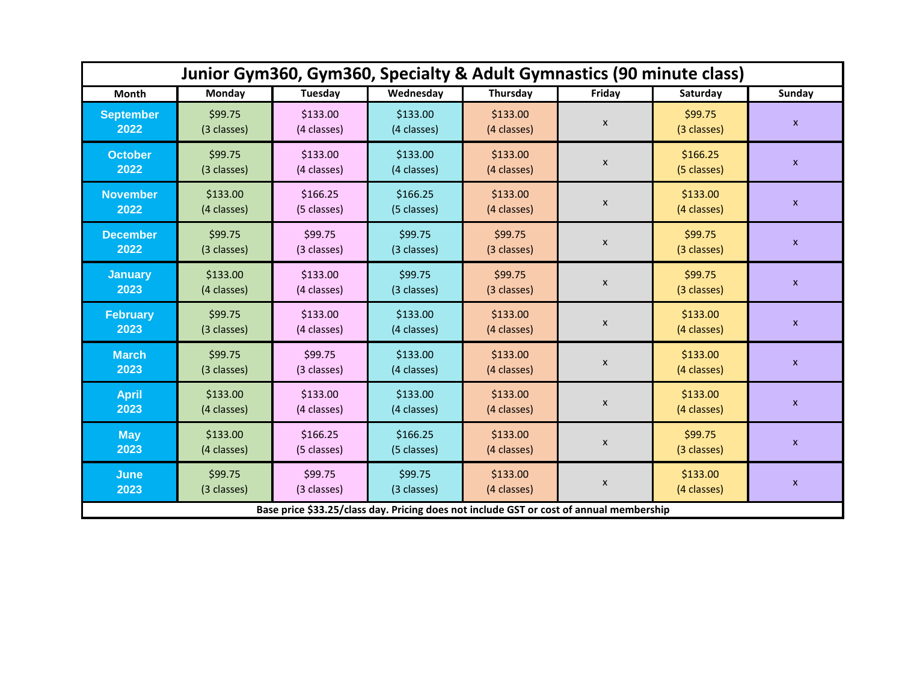| Junior Gym360, Gym360, Specialty & Adult Gymnastics (90 minute class) | | | | | | | |
|---|---|---|---|---|---|---|---|
| Month | Monday | Tuesday | Wednesday | Thursday | Friday | Saturday | Sunday |
| September 2022 | $99.75 (3 classes) | $133.00 (4 classes) | $133.00 (4 classes) | $133.00 (4 classes) | x | $99.75 (3 classes) | x |
| October 2022 | $99.75 (3 classes) | $133.00 (4 classes) | $133.00 (4 classes) | $133.00 (4 classes) | x | $166.25 (5 classes) | x |
| November 2022 | $133.00 (4 classes) | $166.25 (5 classes) | $166.25 (5 classes) | $133.00 (4 classes) | x | $133.00 (4 classes) | x |
| December 2022 | $99.75 (3 classes) | $99.75 (3 classes) | $99.75 (3 classes) | $99.75 (3 classes) | x | $99.75 (3 classes) | x |
| January 2023 | $133.00 (4 classes) | $133.00 (4 classes) | $99.75 (3 classes) | $99.75 (3 classes) | x | $99.75 (3 classes) | x |
| February 2023 | $99.75 (3 classes) | $133.00 (4 classes) | $133.00 (4 classes) | $133.00 (4 classes) | x | $133.00 (4 classes) | x |
| March 2023 | $99.75 (3 classes) | $99.75 (3 classes) | $133.00 (4 classes) | $133.00 (4 classes) | x | $133.00 (4 classes) | x |
| April 2023 | $133.00 (4 classes) | $133.00 (4 classes) | $133.00 (4 classes) | $133.00 (4 classes) | x | $133.00 (4 classes) | x |
| May 2023 | $133.00 (4 classes) | $166.25 (5 classes) | $166.25 (5 classes) | $133.00 (4 classes) | x | $99.75 (3 classes) | x |
| June 2023 | $99.75 (3 classes) | $99.75 (3 classes) | $99.75 (3 classes) | $133.00 (4 classes) | x | $133.00 (4 classes) | x |
| Base price $33.25/class day. Pricing does not include GST or cost of annual membership | | | | | | | |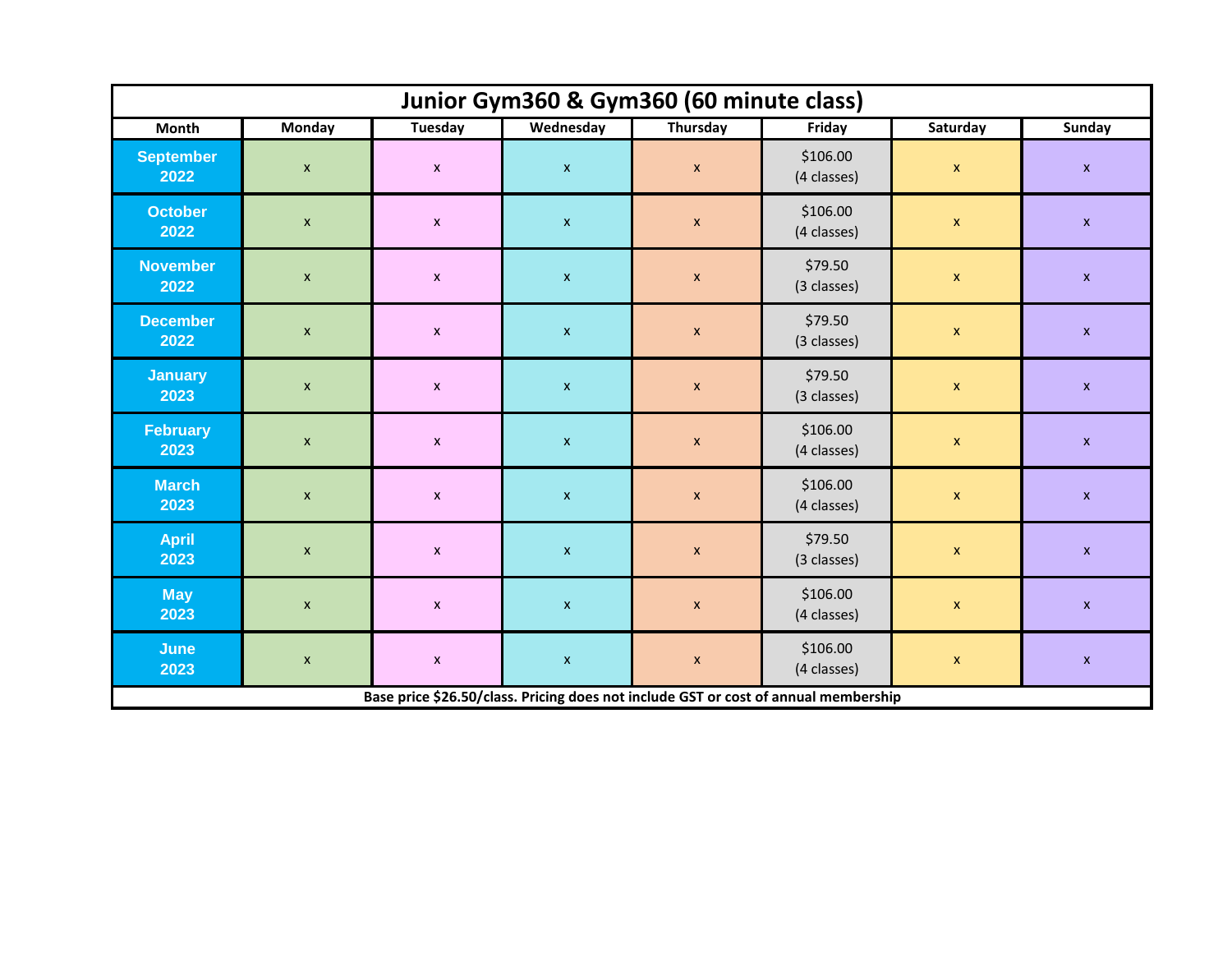# Junior Gym360 & Gym360 (60 minute class)

| Month | Monday | Tuesday | Wednesday | Thursday | Friday | Saturday | Sunday |
|---|---|---|---|---|---|---|---|
| September 2022 | x | x | x | x | $106.00 (4 classes) | x | x |
| October 2022 | x | x | x | x | $106.00 (4 classes) | x | x |
| November 2022 | x | x | x | x | $79.50 (3 classes) | x | x |
| December 2022 | x | x | x | x | $79.50 (3 classes) | x | x |
| January 2023 | x | x | x | x | $79.50 (3 classes) | x | x |
| February 2023 | x | x | x | x | $106.00 (4 classes) | x | x |
| March 2023 | x | x | x | x | $106.00 (4 classes) | x | x |
| April 2023 | x | x | x | x | $79.50 (3 classes) | x | x |
| May 2023 | x | x | x | x | $106.00 (4 classes) | x | x |
| June 2023 | x | x | x | x | $106.00 (4 classes) | x | x |

**Base price $26.50/class. Pricing does not include GST or cost of annual membership**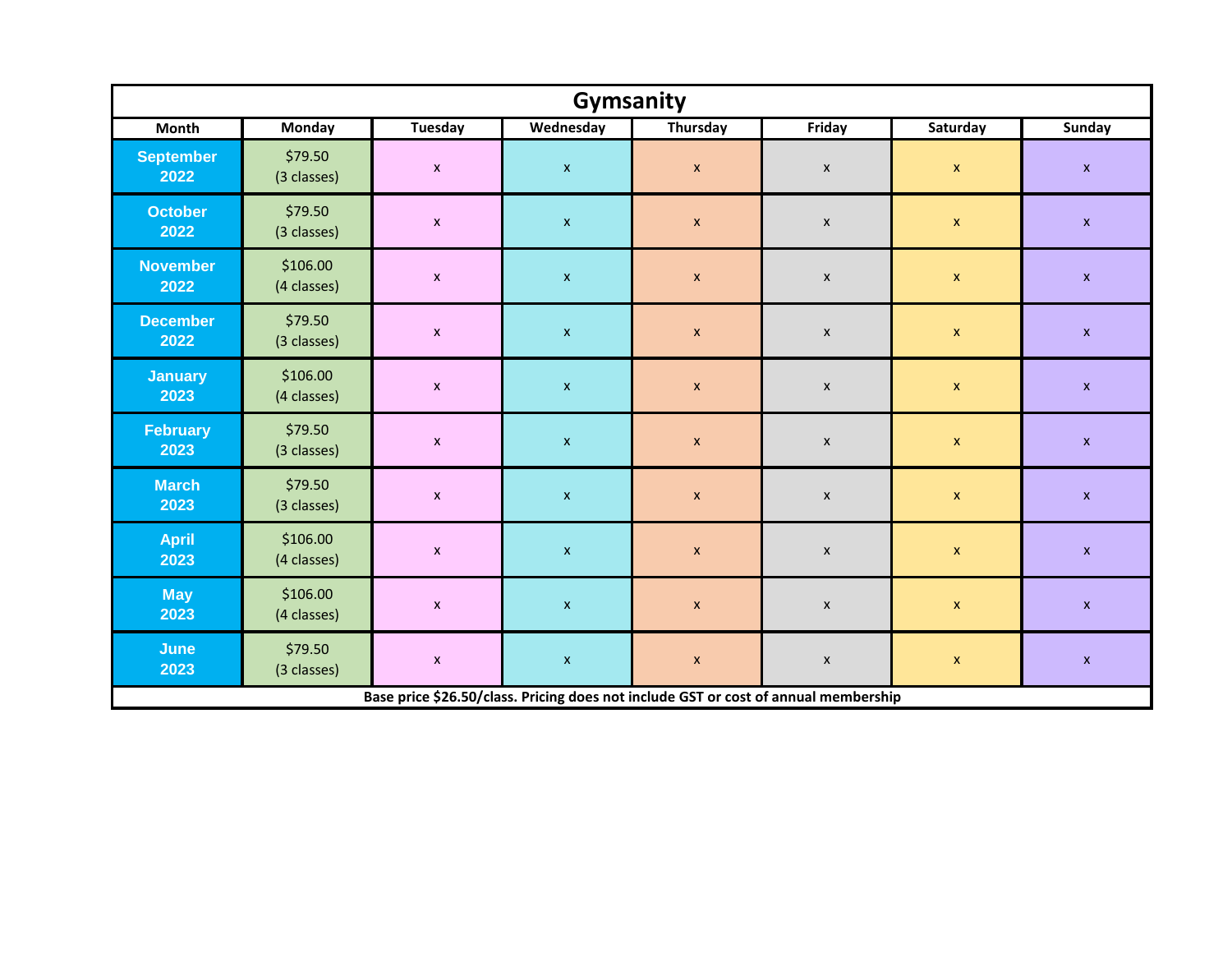# Gymsanity

| Month | Monday | Tuesday | Wednesday | Thursday | Friday | Saturday | Sunday |
|---|---|---|---|---|---|---|---|
| September 2022 | $79.50 (3 classes) | x | x | x | x | x | x |
| October 2022 | $79.50 (3 classes) | x | x | x | x | x | x |
| November 2022 | $106.00 (4 classes) | x | x | x | x | x | x |
| December 2022 | $79.50 (3 classes) | x | x | x | x | x | x |
| January 2023 | $106.00 (4 classes) | x | x | x | x | x | x |
| February 2023 | $79.50 (3 classes) | x | x | x | x | x | x |
| March 2023 | $79.50 (3 classes) | x | x | x | x | x | x |
| April 2023 | $106.00 (4 classes) | x | x | x | x | x | x |
| May 2023 | $106.00 (4 classes) | x | x | x | x | x | x |
| June 2023 | $79.50 (3 classes) | x | x | x | x | x | x |

**Base price $26.50/class. Pricing does not include GST or cost of annual membership**